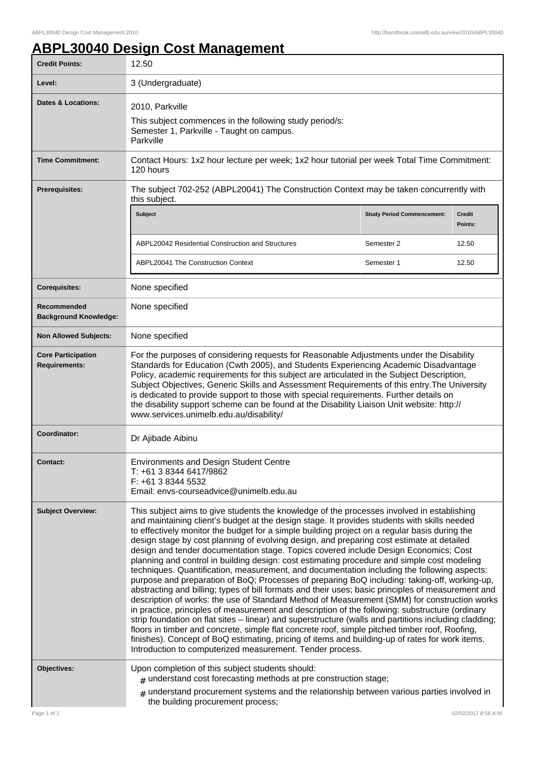# ABPL30040 Design Cost Management

| Credit Points: | 12.50 |
|---|---|
| Level: | 3 (Undergraduate) |
| Dates & Locations: | 2010, Parkville<br>This subject commences in the following study period/s:<br>Semester 1, Parkville - Taught on campus.<br>Parkville |
| Time Commitment: | Contact Hours: 1x2 hour lecture per week; 1x2 hour tutorial per week Total Time Commitment: 120 hours |
| Prerequisites: | The subject 702-252 (ABPL20041) The Construction Context may be taken concurrently with this subject. |
| Corequisites: | None specified |
| Recommended Background Knowledge: | None specified |
| Non Allowed Subjects: | None specified |
| Core Participation Requirements: | For the purposes of considering requests for Reasonable Adjustments under the Disability Standards for Education (Cwth 2005), and Students Experiencing Academic Disadvantage Policy, academic requirements for this subject are articulated in the Subject Description, Subject Objectives, Generic Skills and Assessment Requirements of this entry.The University is dedicated to provide support to those with special requirements. Further details on the disability support scheme can be found at the Disability Liaison Unit website: http://www.services.unimelb.edu.au/disability/ |
| Coordinator: | Dr Ajibade Aibinu |
| Contact: | Environments and Design Student Centre<br>T: +61 3 8344 6417/9862<br>F: +61 3 8344 5532<br>Email: envs-courseadvice@unimelb.edu.au |

Prerequisite subjects:

| Subject | Study Period Commencement: | Credit Points: |
|---|---|---|
| ABPL20042 Residential Construction and Structures | Semester 2 | 12.50 |
| ABPL20041 The Construction Context | Semester 1 | 12.50 |

**Subject Overview:**

This subject aims to give students the knowledge of the processes involved in establishing and maintaining client's budget at the design stage. It provides students with skills needed to effectively monitor the budget for a simple building project on a regular basis during the design stage by cost planning of evolving design, and preparing cost estimate at detailed design and tender documentation stage. Topics covered include Design Economics; Cost planning and control in building design: cost estimating procedure and simple cost modeling techniques. Quantification, measurement, and documentation including the following aspects: purpose and preparation of BoQ; Processes of preparing BoQ including: taking-off, working-up, abstracting and billing; types of bill formats and their uses; basic principles of measurement and description of works: the use of Standard Method of Measurement (SMM) for construction works in practice, principles of measurement and description of the following: substructure (ordinary strip foundation on flat sites – linear) and superstructure (walls and partitions including cladding; floors in timber and concrete, simple flat concrete roof, simple pitched timber roof, Roofing, finishes). Concept of BoQ estimating, pricing of items and building-up of rates for work items. Introduction to computerized measurement. Tender process.

**Objectives:**

Upon completion of this subject students should:

- understand cost forecasting methods at pre construction stage;
- understand procurement systems and the relationship between various parties involved in the building procurement process;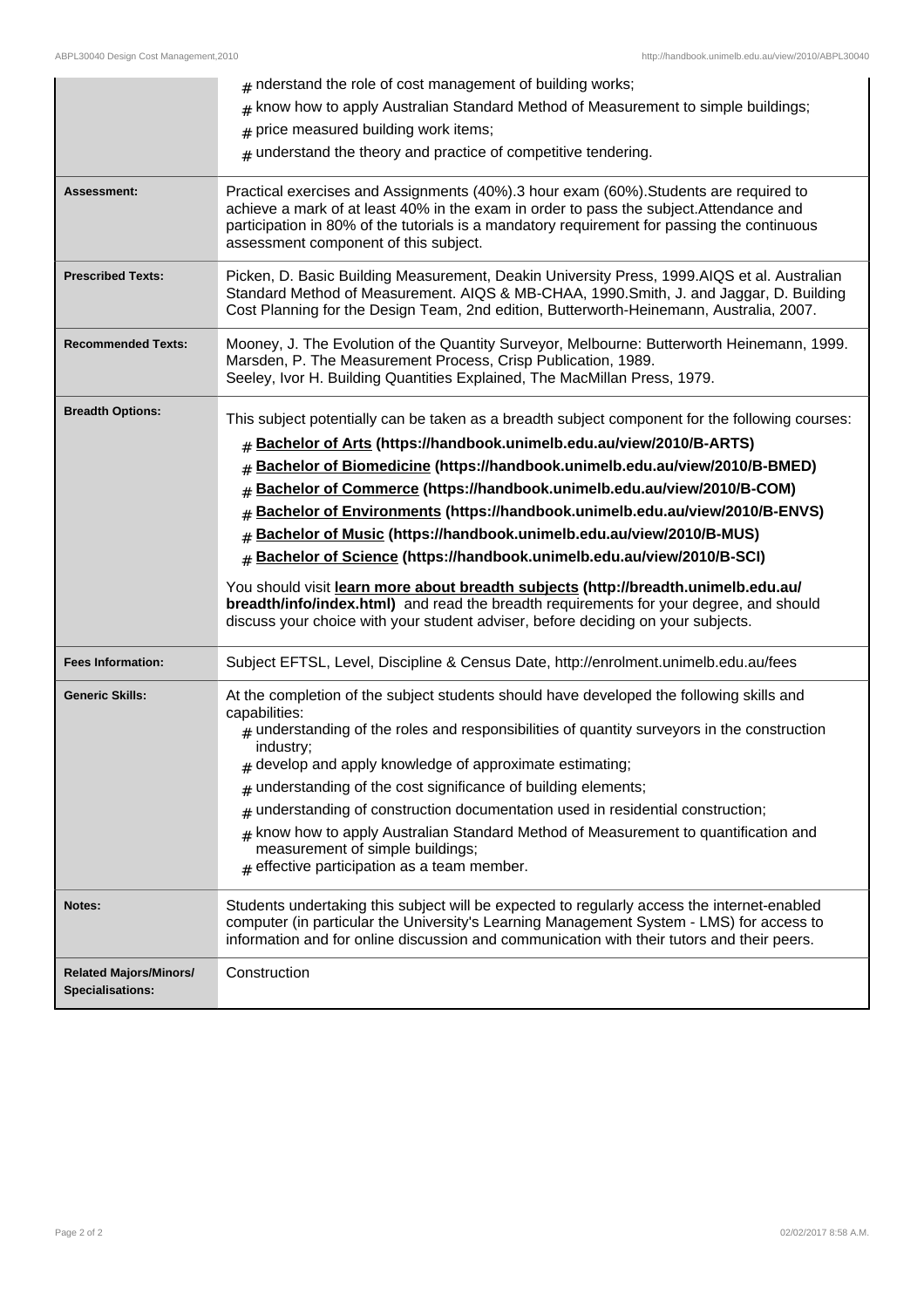| | |
|---|---|
| | # nderstand the role of cost management of building works;<br># know how to apply Australian Standard Method of Measurement to simple buildings;<br># price measured building work items;<br># understand the theory and practice of competitive tendering. |
| **Assessment:** | Practical exercises and Assignments (40%).3 hour exam (60%).Students are required to achieve a mark of at least 40% in the exam in order to pass the subject.Attendance and participation in 80% of the tutorials is a mandatory requirement for passing the continuous assessment component of this subject. |
| **Prescribed Texts:** | Picken, D. Basic Building Measurement, Deakin University Press, 1999.AIQS et al. Australian Standard Method of Measurement. AIQS & MB-CHAA, 1990.Smith, J. and Jaggar, D. Building Cost Planning for the Design Team, 2nd edition, Butterworth-Heinemann, Australia, 2007. |
| **Recommended Texts:** | Mooney, J. The Evolution of the Quantity Surveyor, Melbourne: Butterworth Heinemann, 1999.<br>Marsden, P. The Measurement Process, Crisp Publication, 1989.<br>Seeley, Ivor H. Building Quantities Explained, The MacMillan Press, 1979. |
| **Breadth Options:** | This subject potentially can be taken as a breadth subject component for the following courses:<br># **Bachelor of Arts (https://handbook.unimelb.edu.au/view/2010/B-ARTS)**<br># **Bachelor of Biomedicine (https://handbook.unimelb.edu.au/view/2010/B-BMED)**<br># **Bachelor of Commerce (https://handbook.unimelb.edu.au/view/2010/B-COM)**<br># **Bachelor of Environments (https://handbook.unimelb.edu.au/view/2010/B-ENVS)**<br># **Bachelor of Music (https://handbook.unimelb.edu.au/view/2010/B-MUS)**<br># **Bachelor of Science (https://handbook.unimelb.edu.au/view/2010/B-SCI)**<br>You should visit **learn more about breadth subjects (http://breadth.unimelb.edu.au/breadth/info/index.html)** and read the breadth requirements for your degree, and should discuss your choice with your student adviser, before deciding on your subjects. |
| **Fees Information:** | Subject EFTSL, Level, Discipline & Census Date, http://enrolment.unimelb.edu.au/fees |
| **Generic Skills:** | At the completion of the subject students should have developed the following skills and capabilities:<br># understanding of the roles and responsibilities of quantity surveyors in the construction industry;<br># develop and apply knowledge of approximate estimating;<br># understanding of the cost significance of building elements;<br># understanding of construction documentation used in residential construction;<br># know how to apply Australian Standard Method of Measurement to quantification and measurement of simple buildings;<br># effective participation as a team member. |
| **Notes:** | Students undertaking this subject will be expected to regularly access the internet-enabled computer (in particular the University's Learning Management System - LMS) for access to information and for online discussion and communication with their tutors and their peers. |
| **Related Majors/Minors/ Specialisations:** | Construction |